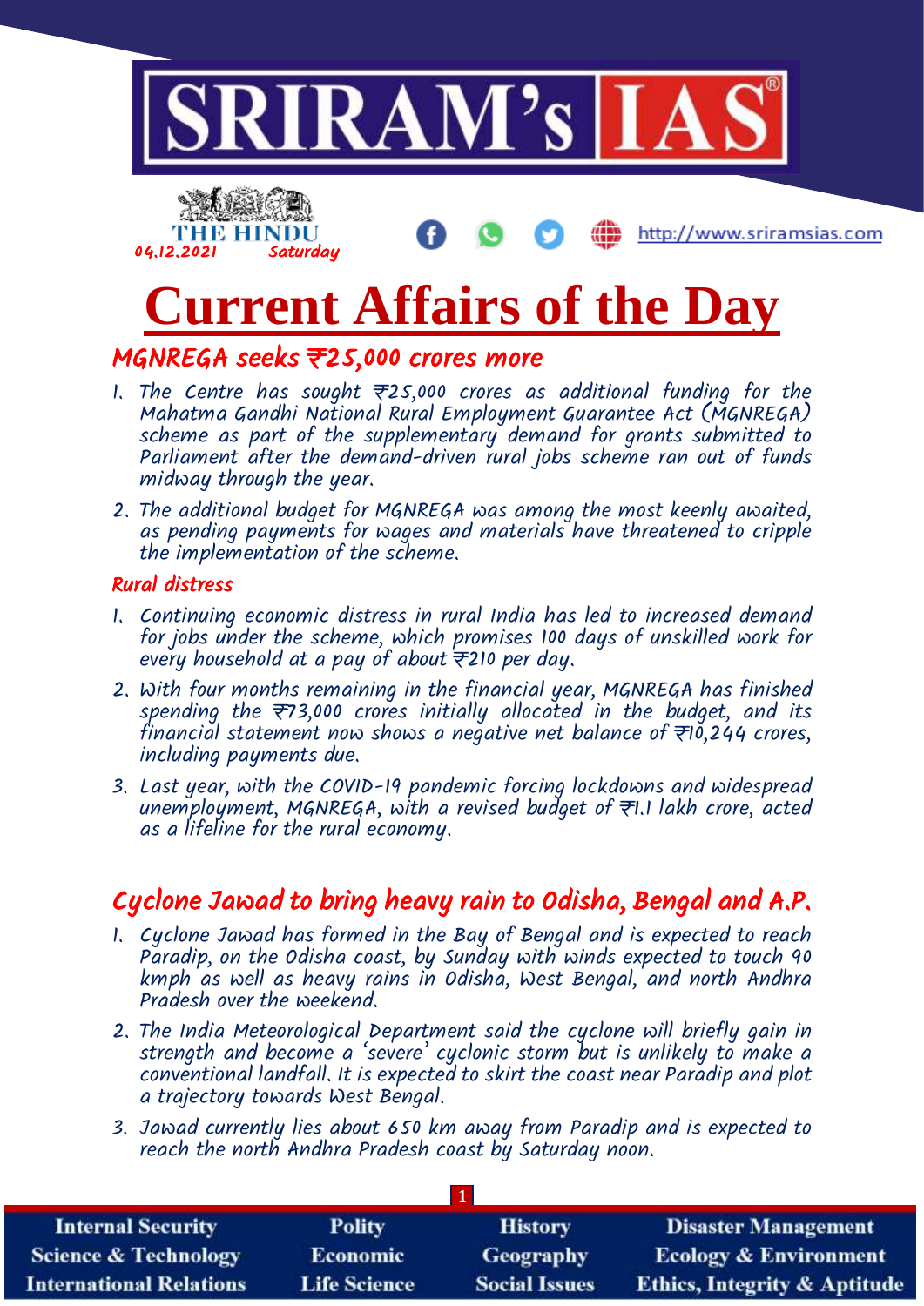# Current Affairs of the Day

## MGNREGA seeks ₹25,000 crores more

1. The Centre has sought ₹25,000 crores as additional funding for the Mahatma Gandhi National Rural Employment Guarantee Act (MGNREGA) scheme as part of the supplementary demand for grants submitted to Parliament after the demand-driven rural jobs scheme ran out of funds midway through the year.
2. The additional budget for MGNREGA was among the most keenly awaited, as pending payments for wages and materials have threatened to cripple the implementation of the scheme.

### Rural distress

1. Continuing economic distress in rural India has led to increased demand for jobs under the scheme, which promises 100 days of unskilled work for every household at a pay of about ₹210 per day.
2. With four months remaining in the financial year, MGNREGA has finished spending the ₹73,000 crores initially allocated in the budget, and its financial statement now shows a negative net balance of ₹10,244 crores, including payments due.
3. Last year, with the COVID-19 pandemic forcing lockdowns and widespread unemployment, MGNREGA, with a revised budget of ₹1.1 lakh crore, acted as a lifeline for the rural economy.

## Cyclone Jawad to bring heavy rain to Odisha, Bengal and A.P.

1. Cyclone Jawad has formed in the Bay of Bengal and is expected to reach Paradip, on the Odisha coast, by Sunday with winds expected to touch 90 kmph as well as heavy rains in Odisha, West Bengal, and north Andhra Pradesh over the weekend.
2. The India Meteorological Department said the cyclone will briefly gain in strength and become a 'severe' cyclonic storm but is unlikely to make a conventional landfall. It is expected to skirt the coast near Paradip and plot a trajectory towards West Bengal.
3. Jawad currently lies about 650 km away from Paradip and is expected to reach the north Andhra Pradesh coast by Saturday noon.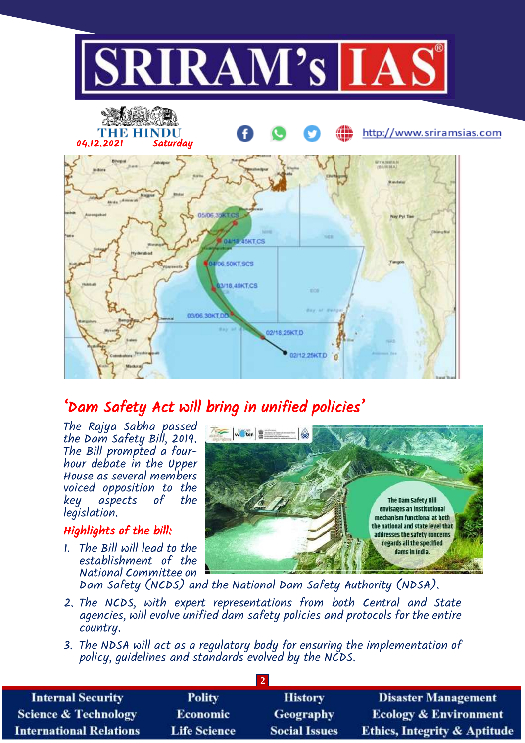# 'Dam Safety Act will bring in unified policies'

The Rajya Sabha passed the Dam Safety Bill, 2019. The Bill prompted a four-hour debate in the Upper House as several members voiced opposition to the key aspects of the legislation.

The Dam Safety Bill envisages an institutional mechanism functional at both the national and state level that addresses the safety concerns regards all the specified dams in India.

## Highlights of the bill:

1. The Bill will lead to the establishment of the National Committee on Dam Safety (NCDS) and the National Dam Safety Authority (NDSA).
2. The NCDS, with expert representations from both Central and State agencies, will evolve unified dam safety policies and protocols for the entire country.
3. The NDSA will act as a regulatory body for ensuring the implementation of policy, guidelines and standards evolved by the NCDS.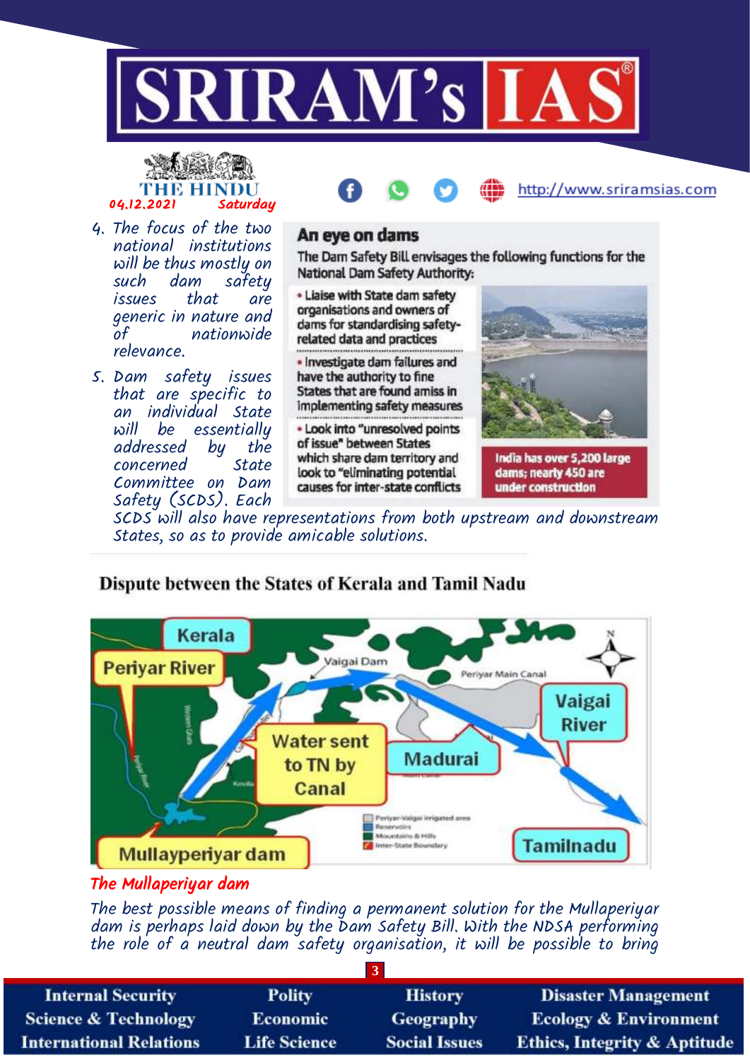4. The focus of the two national institutions will be thus mostly on such dam safety issues that are generic in nature and of nationwide relevance.
5. Dam safety issues that are specific to an individual State will be essentially addressed by the concerned State Committee on Dam Safety (SCDS). Each SCDS will also have representations from both upstream and downstream States, so as to provide amicable solutions.

**An eye on dams**

The Dam Safety Bill envisages the following functions for the National Dam Safety Authority:

- Liaise with State dam safety organisations and owners of dams for standardising safety-related data and practices
- Investigate dam failures and have the authority to fine States that are found amiss in implementing safety measures
- Look into "unresolved points of issue" between States which share dam territory and look to "eliminating potential causes for inter-state conflicts

India has over 5,200 large dams; nearly 450 are under construction

## Dispute between the States of Kerala and Tamil Nadu

Kerala | Periyar River | Vaigai Dam | Periyar Main Canal | Vaigai River | Water sent to TN by Canal | Madurai | Mullayperiyar dam | Tamilnadu

### The Mullaperiyar dam

The best possible means of finding a permanent solution for the Mullaperiyar dam is perhaps laid down by the Dam Safety Bill. With the NDSA performing the role of a neutral dam safety organisation, it will be possible to bring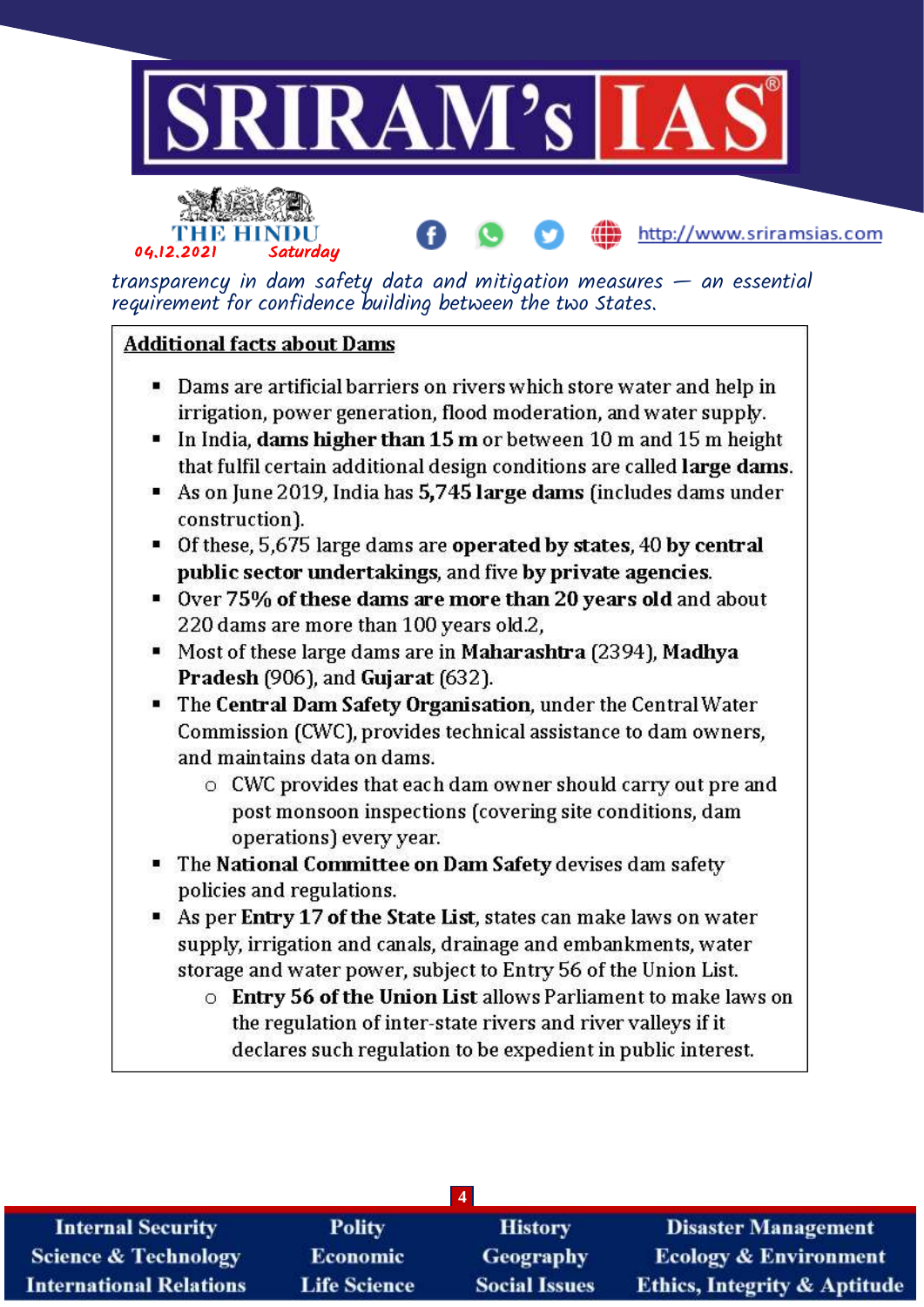*transparency in dam safety data and mitigation measures — an essential requirement for confidence building between the two States.*

## Additional facts about Dams

- Dams are artificial barriers on rivers which store water and help in irrigation, power generation, flood moderation, and water supply.
- In India, **dams higher than 15 m** or between 10 m and 15 m height that fulfil certain additional design conditions are called **large dams**.
- As on June 2019, India has **5,745 large dams** (includes dams under construction).
- Of these, 5,675 large dams are **operated by states**, 40 **by central public sector undertakings**, and five **by private agencies**.
- Over **75% of these dams are more than 20 years old** and about 220 dams are more than 100 years old.2,
- Most of these large dams are in **Maharashtra** (2394), **Madhya Pradesh** (906), and **Gujarat** (632).
- The **Central Dam Safety Organisation**, under the Central Water Commission (CWC), provides technical assistance to dam owners, and maintains data on dams.
  - CWC provides that each dam owner should carry out pre and post monsoon inspections (covering site conditions, dam operations) every year.
- The **National Committee on Dam Safety** devises dam safety policies and regulations.
- As per **Entry 17 of the State List**, states can make laws on water supply, irrigation and canals, drainage and embankments, water storage and water power, subject to Entry 56 of the Union List.
  - **Entry 56 of the Union List** allows Parliament to make laws on the regulation of inter-state rivers and river valleys if it declares such regulation to be expedient in public interest.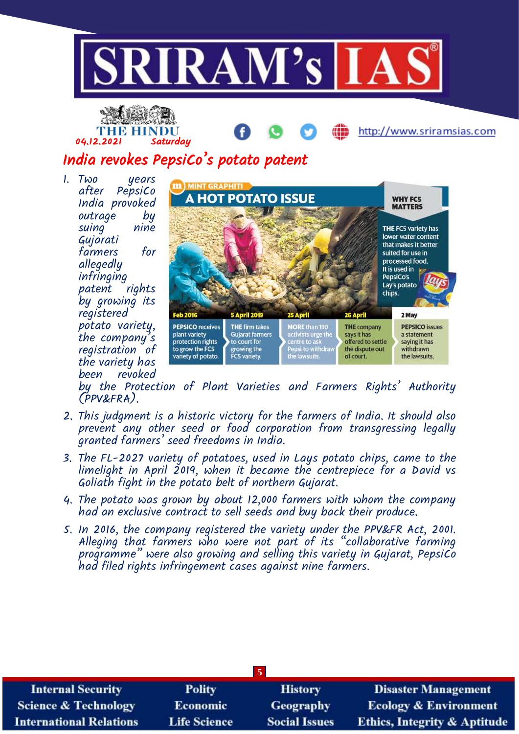THE HINDU

04.12.2021 Saturday

# India revokes PepsiCo's potato patent

**MINT GRAPHITI**

**A HOT POTATO ISSUE**

**WHY FC5 MATTERS**

THE FC5 variety has lower water content that makes it better suited for use in processed food. It is used in PepsiCo's Lay's potato chips.

| Feb 2016 | 5 April 2019 | 25 April | 26 April | 2 May |
|---|---|---|---|---|
| PEPSICO receives plant variety protection rights to grow the FC5 variety of potato. | THE firm takes Gujarat farmers to court for growing the FC5 variety. | MORE than 190 activists urge the centre to ask Pepsi to withdraw the lawsuits. | THE company says it has offered to settle the dispute out of court. | PEPSICO issues a statement saying it has withdrawn the lawsuits. |

1. Two years after PepsiCo India provoked outrage by suing nine Gujarati farmers for allegedly infringing patent rights by growing its registered potato variety, the company's registration of the variety has been revoked by the Protection of Plant Varieties and Farmers Rights' Authority (PPV&FRA).
2. This judgment is a historic victory for the farmers of India. It should also prevent any other seed or food corporation from transgressing legally granted farmers' seed freedoms in India.
3. The FL-2027 variety of potatoes, used in Lays potato chips, came to the limelight in April 2019, when it became the centrepiece for a David vs Goliath fight in the potato belt of northern Gujarat.
4. The potato was grown by about 12,000 farmers with whom the company had an exclusive contract to sell seeds and buy back their produce.
5. In 2016, the company registered the variety under the PPV&FR Act, 2001. Alleging that farmers who were not part of its "collaborative farming programme" were also growing and selling this variety in Gujarat, PepsiCo had filed rights infringement cases against nine farmers.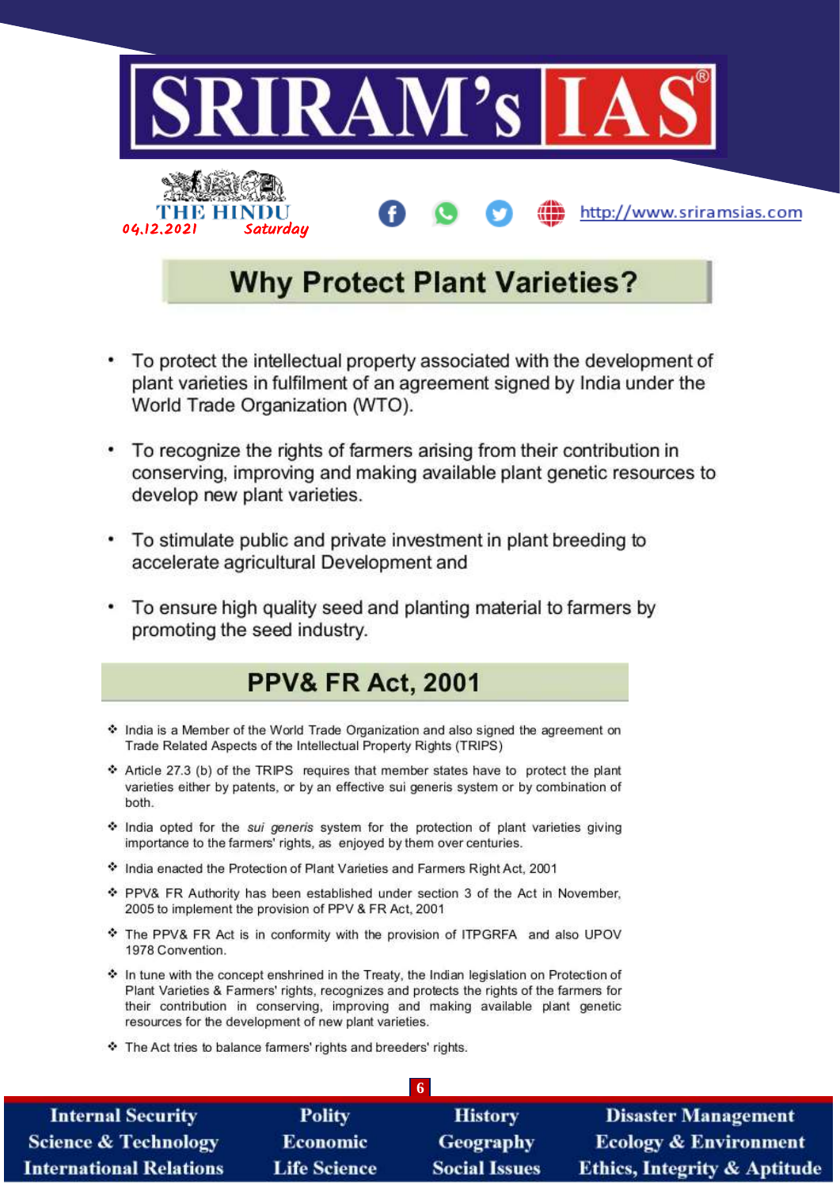## Why Protect Plant Varieties?

- To protect the intellectual property associated with the development of plant varieties in fulfilment of an agreement signed by India under the World Trade Organization (WTO).
- To recognize the rights of farmers arising from their contribution in conserving, improving and making available plant genetic resources to develop new plant varieties.
- To stimulate public and private investment in plant breeding to accelerate agricultural Development and
- To ensure high quality seed and planting material to farmers by promoting the seed industry.

## PPV& FR Act, 2001

- India is a Member of the World Trade Organization and also signed the agreement on Trade Related Aspects of the Intellectual Property Rights (TRIPS)
- Article 27.3 (b) of the TRIPS requires that member states have to protect the plant varieties either by patents, or by an effective sui generis system or by combination of both.
- India opted for the *sui generis* system for the protection of plant varieties giving importance to the farmers' rights, as enjoyed by them over centuries.
- India enacted the Protection of Plant Varieties and Farmers Right Act, 2001
- PPV& FR Authority has been established under section 3 of the Act in November, 2005 to implement the provision of PPV & FR Act, 2001
- The PPV& FR Act is in conformity with the provision of ITPGRFA and also UPOV 1978 Convention.
- In tune with the concept enshrined in the Treaty, the Indian legislation on Protection of Plant Varieties & Farmers' rights, recognizes and protects the rights of the farmers for their contribution in conserving, improving and making available plant genetic resources for the development of new plant varieties.
- The Act tries to balance farmers' rights and breeders' rights.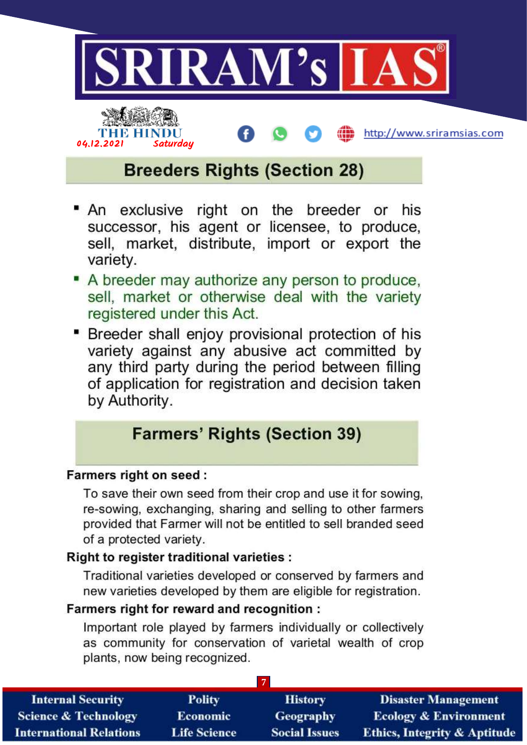## Breeders Rights (Section 28)

- An exclusive right on the breeder or his successor, his agent or licensee, to produce, sell, market, distribute, import or export the variety.
- A breeder may authorize any person to produce, sell, market or otherwise deal with the variety registered under this Act.
- Breeder shall enjoy provisional protection of his variety against any abusive act committed by any third party during the period between filling of application for registration and decision taken by Authority.

## Farmers' Rights (Section 39)

**Farmers right on seed :**

To save their own seed from their crop and use it for sowing, re-sowing, exchanging, sharing and selling to other farmers provided that Farmer will not be entitled to sell branded seed of a protected variety.

**Right to register traditional varieties :**

Traditional varieties developed or conserved by farmers and new varieties developed by them are eligible for registration.

**Farmers right for reward and recognition :**

Important role played by farmers individually or collectively as community for conservation of varietal wealth of crop plants, now being recognized.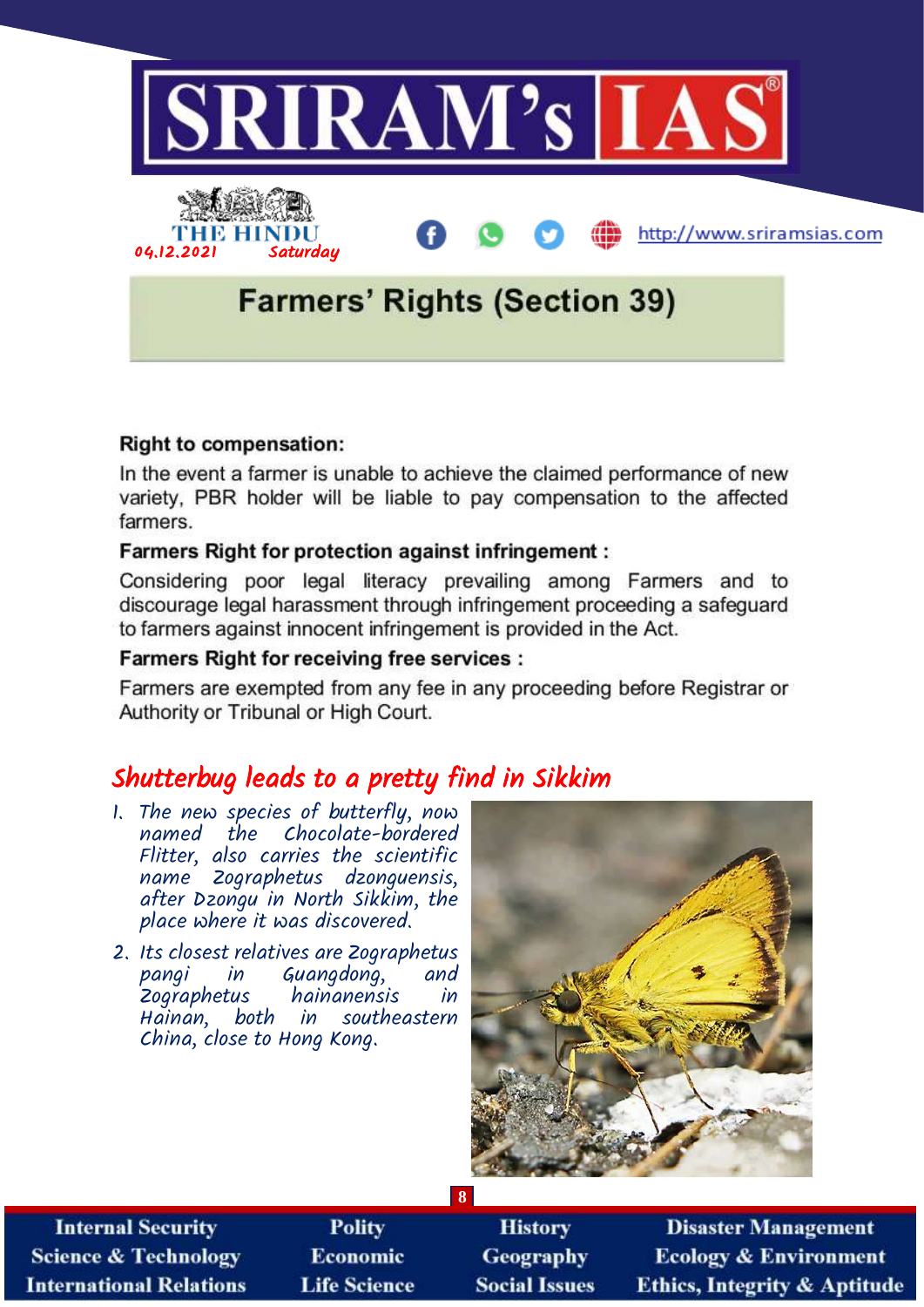## Farmers' Rights (Section 39)

**Right to compensation:**

In the event a farmer is unable to achieve the claimed performance of new variety, PBR holder will be liable to pay compensation to the affected farmers.

**Farmers Right for protection against infringement :**

Considering poor legal literacy prevailing among Farmers and to discourage legal harassment through infringement proceeding a safeguard to farmers against innocent infringement is provided in the Act.

**Farmers Right for receiving free services :**

Farmers are exempted from any fee in any proceeding before Registrar or Authority or Tribunal or High Court.

## Shutterbug leads to a pretty find in Sikkim

1. The new species of butterfly, now named the Chocolate-bordered Flitter, also carries the scientific name Zographetus dzonguensis, after Dzongu in North Sikkim, the place where it was discovered.
2. Its closest relatives are Zographetus pangi in Guangdong, and Zographetus hainanensis in Hainan, both in southeastern China, close to Hong Kong.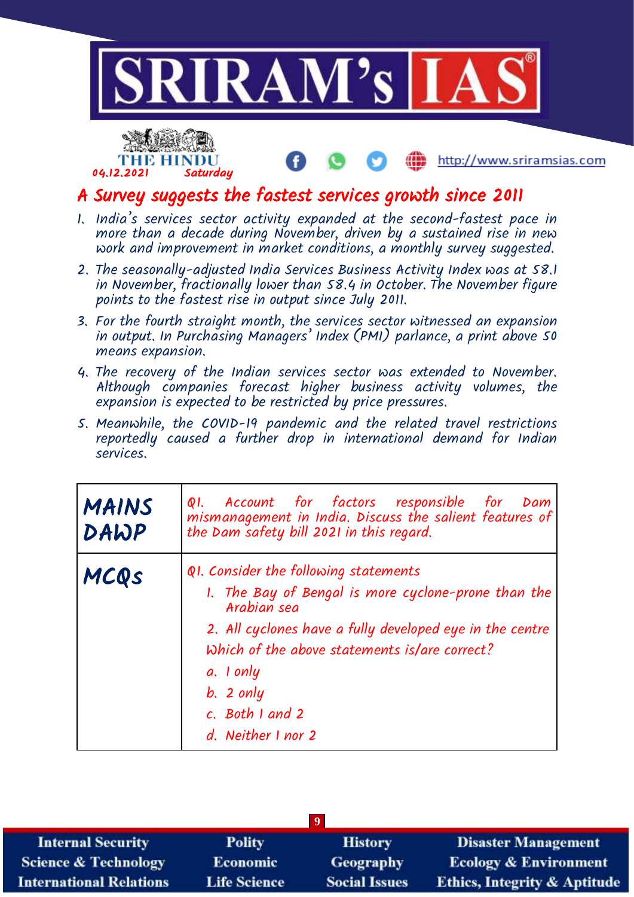## A Survey suggests the fastest services growth since 2011

1. India's services sector activity expanded at the second-fastest pace in more than a decade during November, driven by a sustained rise in new work and improvement in market conditions, a monthly survey suggested.
2. The seasonally-adjusted India Services Business Activity Index was at 58.1 in November, fractionally lower than 58.4 in October. The November figure points to the fastest rise in output since July 2011.
3. For the fourth straight month, the services sector witnessed an expansion in output. In Purchasing Managers' Index (PMI) parlance, a print above 50 means expansion.
4. The recovery of the Indian services sector was extended to November. Although companies forecast higher business activity volumes, the expansion is expected to be restricted by price pressures.
5. Meanwhile, the COVID-19 pandemic and the related travel restrictions reportedly caused a further drop in international demand for Indian services.

| | |
|---|---|
| **MAINS DAWP** | Q1. Account for factors responsible for Dam mismanagement in India. Discuss the salient features of the Dam safety bill 2021 in this regard. |
| **MCQs** | Q1. Consider the following statements<br>1. The Bay of Bengal is more cyclone-prone than the Arabian sea<br>2. All cyclones have a fully developed eye in the centre<br>Which of the above statements is/are correct?<br>a. 1 only<br>b. 2 only<br>c. Both 1 and 2<br>d. Neither 1 nor 2 |